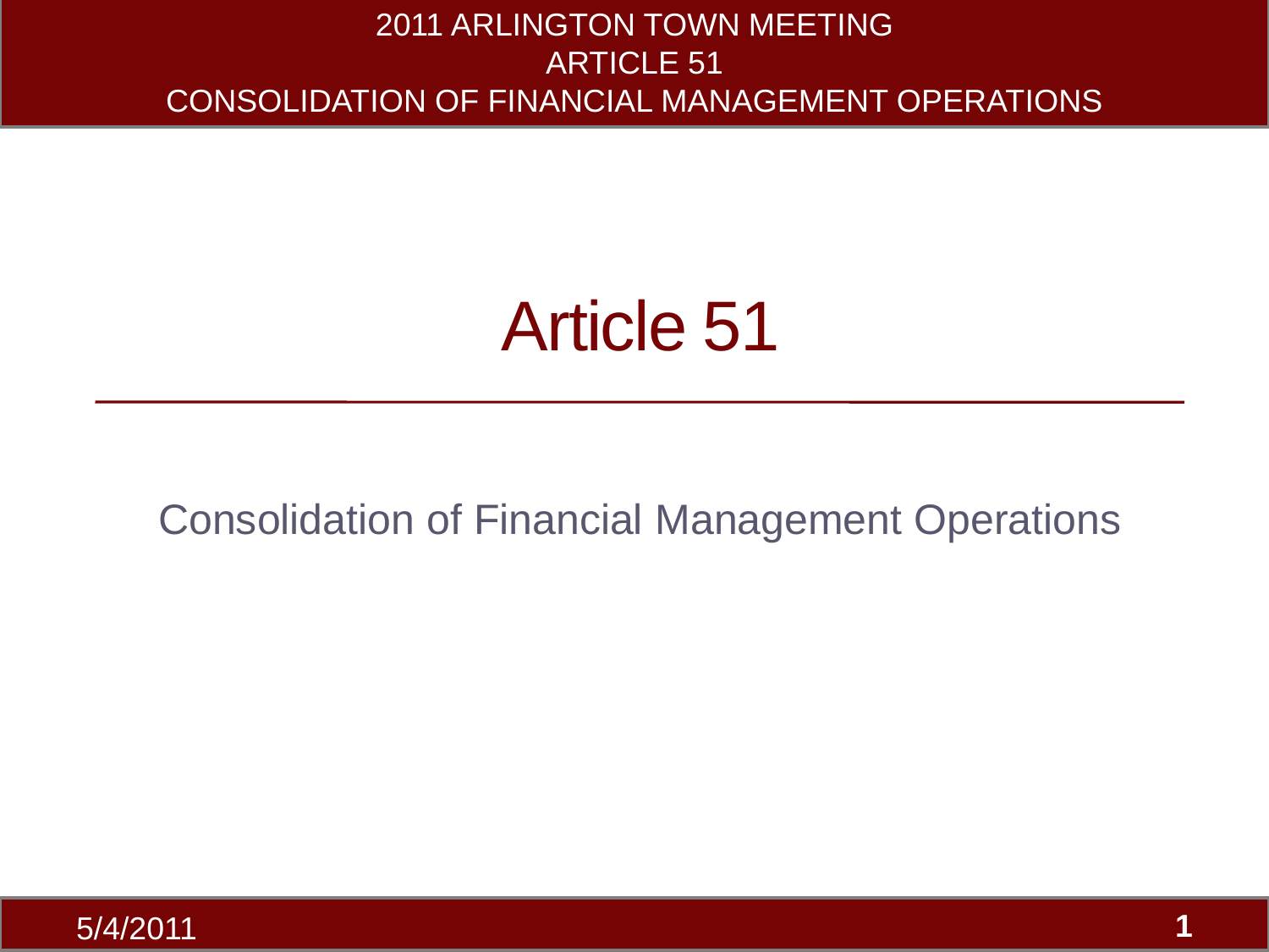# Article 51

Consolidation of Financial Management Operations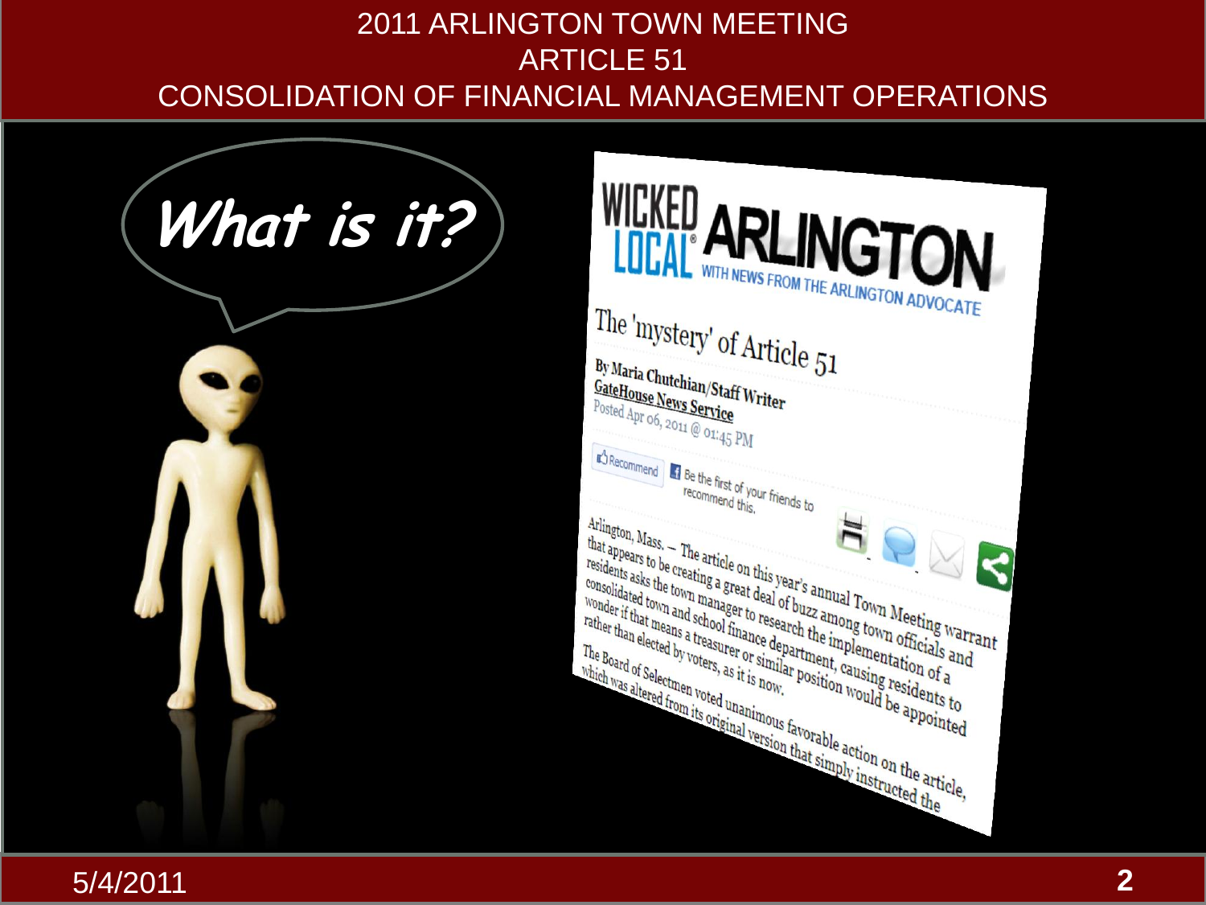# 2011 ARLINGTON TOWN MEETING
## ARTICLE 51
## CONSOLIDATION OF FINANCIAL MANAGEMENT OPERATIONS

*What is it?*

WICKED LOCAL ARLINGTON WITH NEWS FROM THE ARLINGTON ADVOCATE

### The 'mystery' of Article 51

By Maria Chutchian/Staff Writer
GateHouse News Service
Posted Apr 06, 2011 @ 01:45 PM

Arlington, Mass. – The article on this year's annual Town Meeting warrant that appears to be creating a great deal of buzz among town officials and residents asks the town manager to research the implementation of a consolidated town and school finance department, causing residents to wonder if that means a treasurer or similar position would be appointed rather than elected by voters, as it is now.

The Board of Selectmen voted unanimous favorable action on the article, which was altered from its original version that simply instructed the

5/4/2011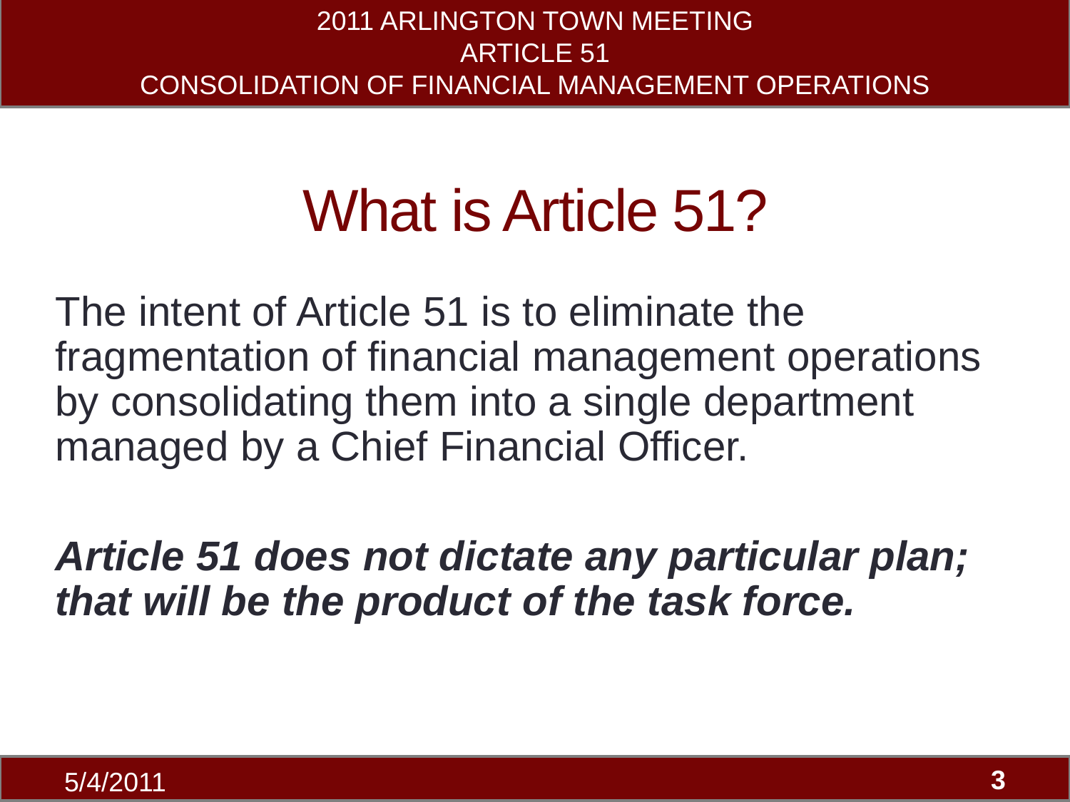# What is Article 51?

The intent of Article 51 is to eliminate the fragmentation of financial management operations by consolidating them into a single department managed by a Chief Financial Officer.

***Article 51 does not dictate any particular plan; that will be the product of the task force.***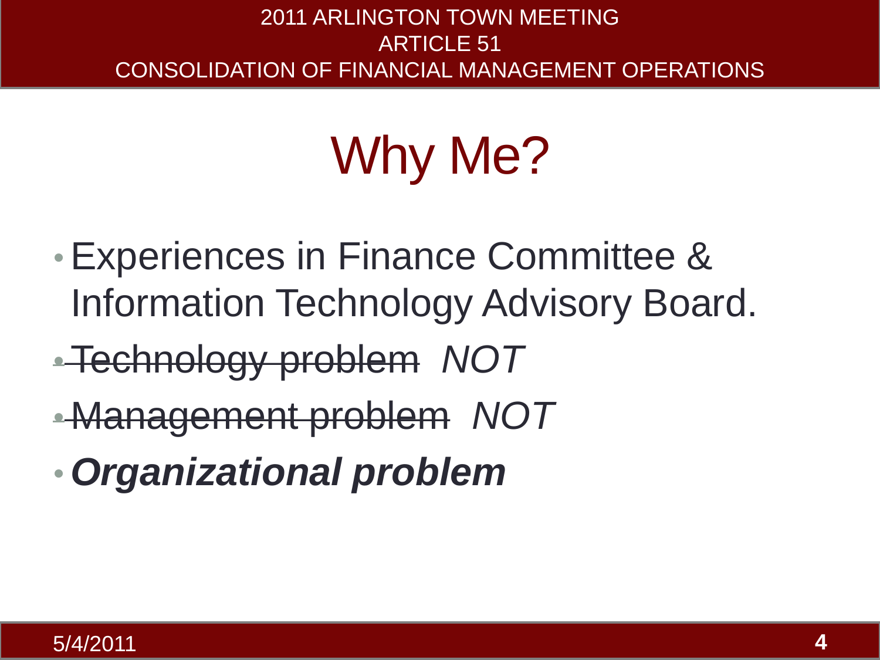# Why Me?

- Experiences in Finance Committee & Information Technology Advisory Board.
- ~~Technology problem~~ *NOT*
- ~~Management problem~~ *NOT*
- ***Organizational problem***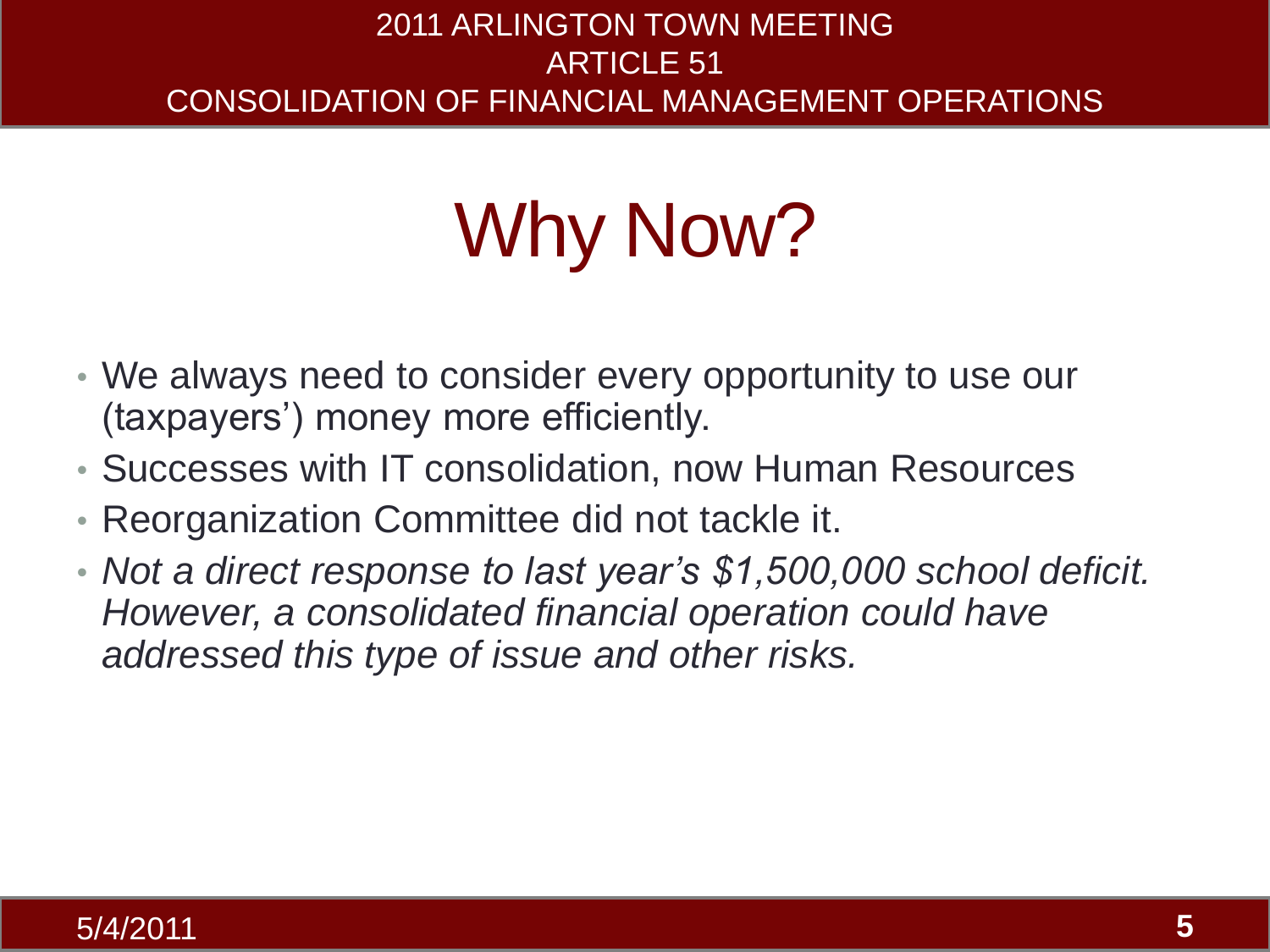# Why Now?

- We always need to consider every opportunity to use our (taxpayers') money more efficiently.
- Successes with IT consolidation, now Human Resources
- Reorganization Committee did not tackle it.
- *Not a direct response to last year's $1,500,000 school deficit. However, a consolidated financial operation could have addressed this type of issue and other risks.*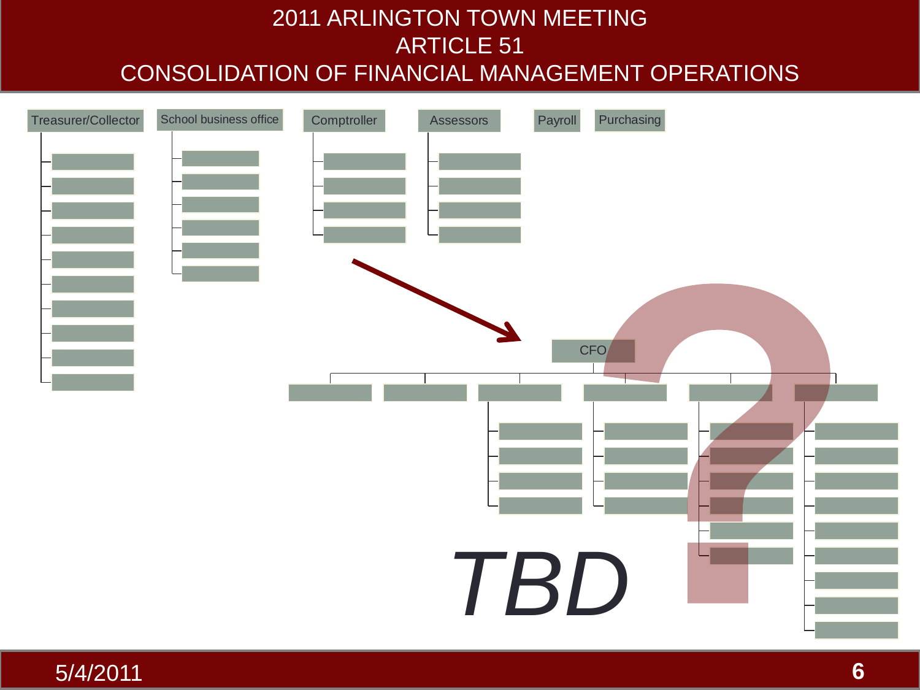# 2011 ARLINGTON TOWN MEETING
# ARTICLE 51
# CONSOLIDATION OF FINANCIAL MANAGEMENT OPERATIONS

Treasurer/Collector

School business office

Comptroller

Assessors

Payroll

Purchasing

CFO

*TBD*

5/4/2011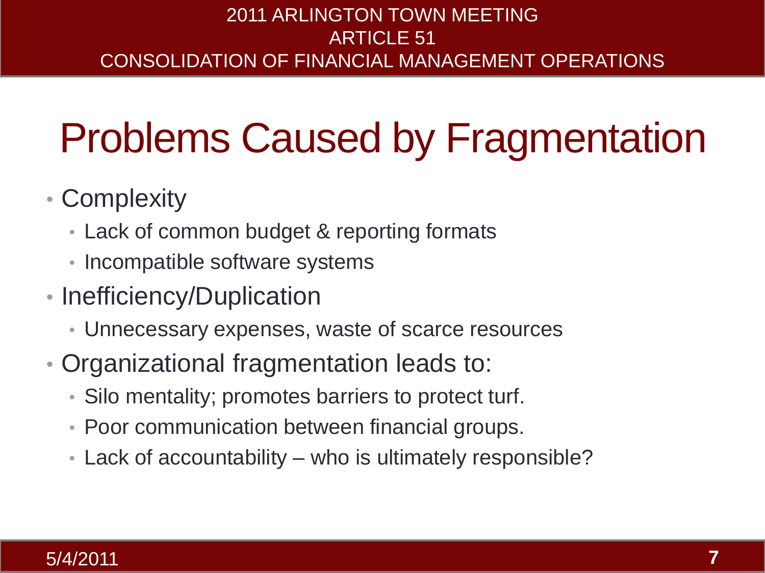# Problems Caused by Fragmentation

- Complexity
  - Lack of common budget & reporting formats
  - Incompatible software systems
- Inefficiency/Duplication
  - Unnecessary expenses, waste of scarce resources
- Organizational fragmentation leads to:
  - Silo mentality; promotes barriers to protect turf.
  - Poor communication between financial groups.
  - Lack of accountability – who is ultimately responsible?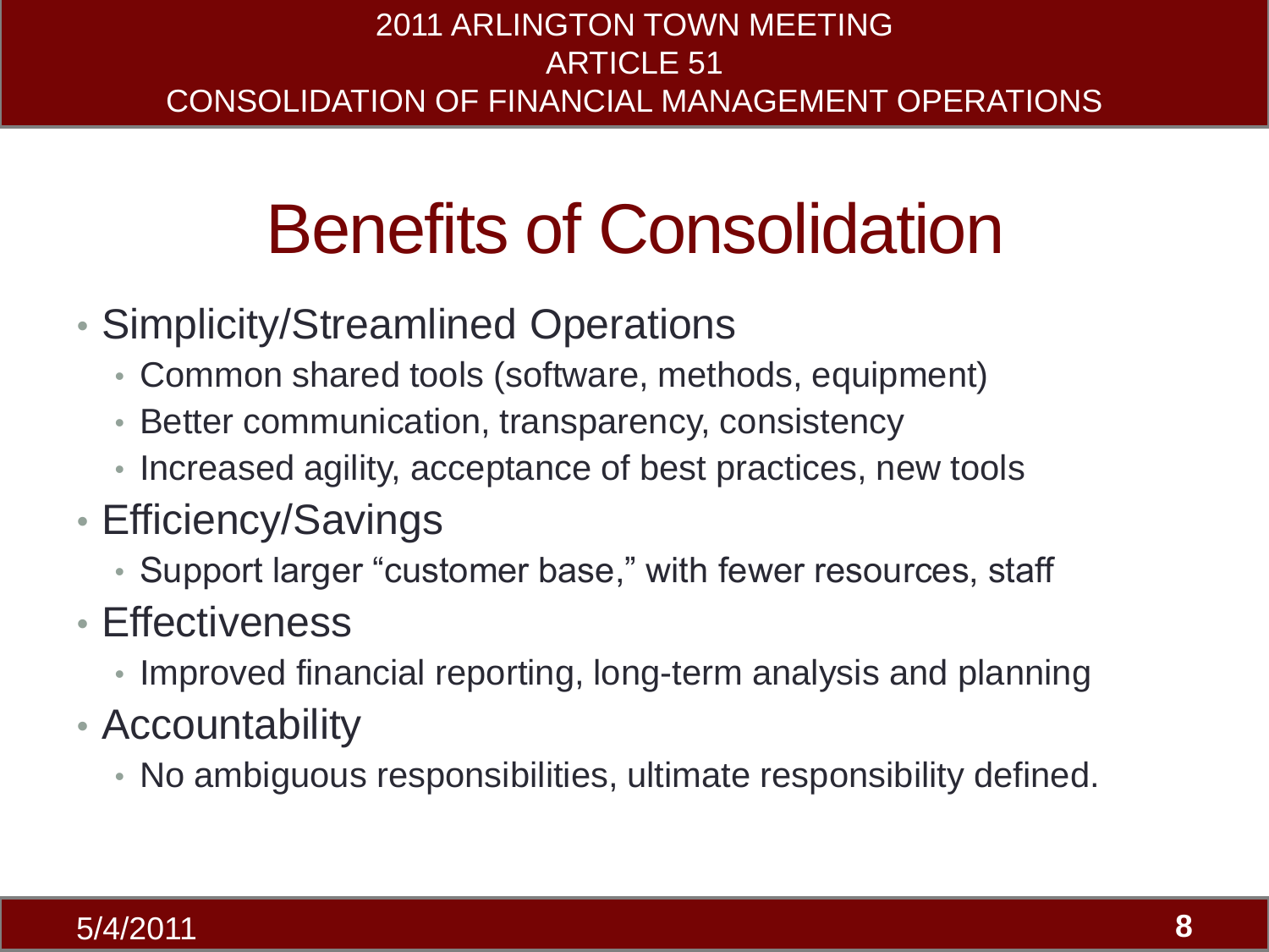# Benefits of Consolidation

- Simplicity/Streamlined Operations
  - Common shared tools (software, methods, equipment)
  - Better communication, transparency, consistency
  - Increased agility, acceptance of best practices, new tools
- Efficiency/Savings
  - Support larger "customer base," with fewer resources, staff
- Effectiveness
  - Improved financial reporting, long-term analysis and planning
- Accountability
  - No ambiguous responsibilities, ultimate responsibility defined.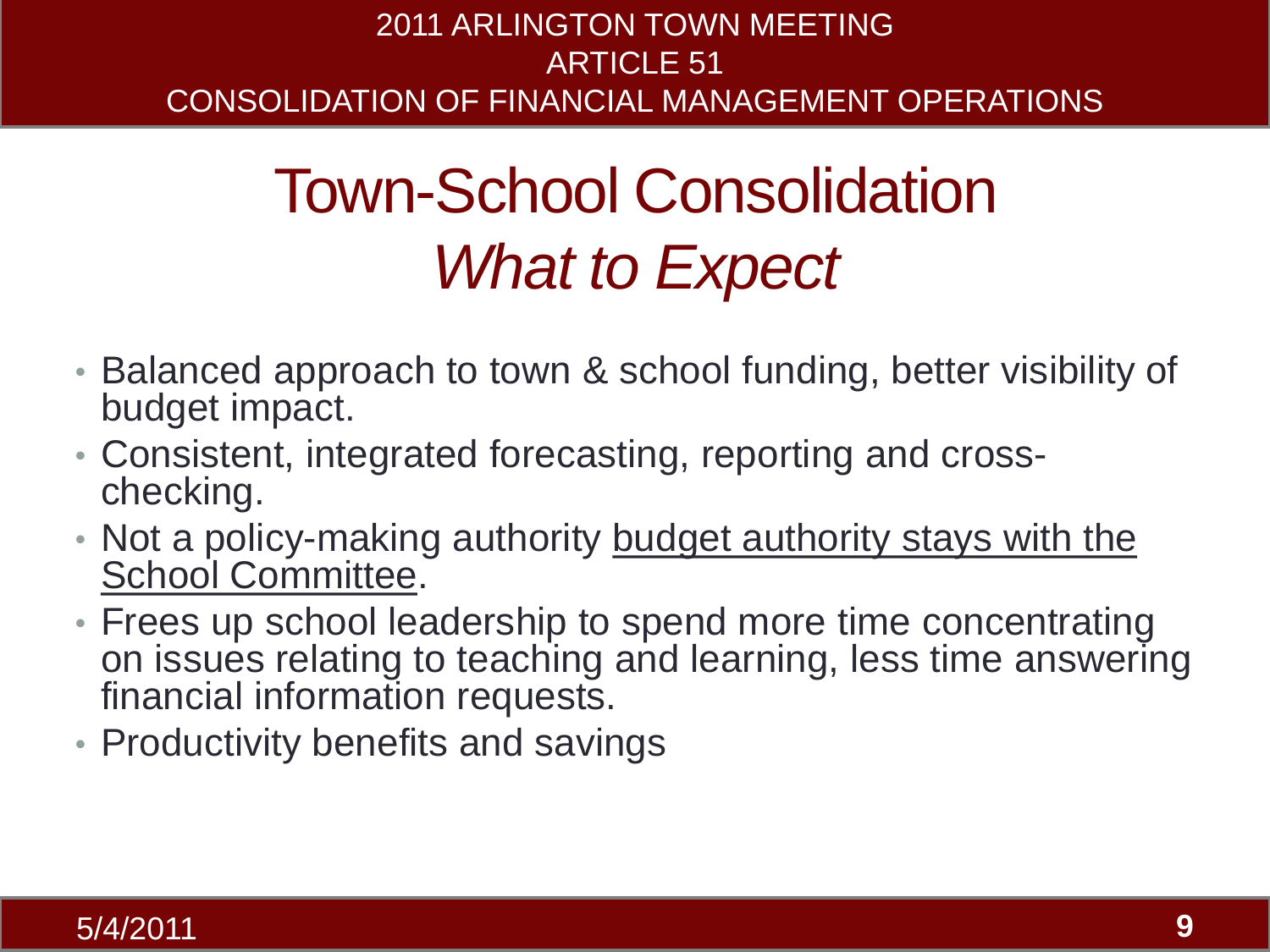# Town-School Consolidation

## *What to Expect*

- Balanced approach to town & school funding, better visibility of budget impact.
- Consistent, integrated forecasting, reporting and cross-checking.
- Not a policy-making authority budget authority stays with the School Committee.
- Frees up school leadership to spend more time concentrating on issues relating to teaching and learning, less time answering financial information requests.
- Productivity benefits and savings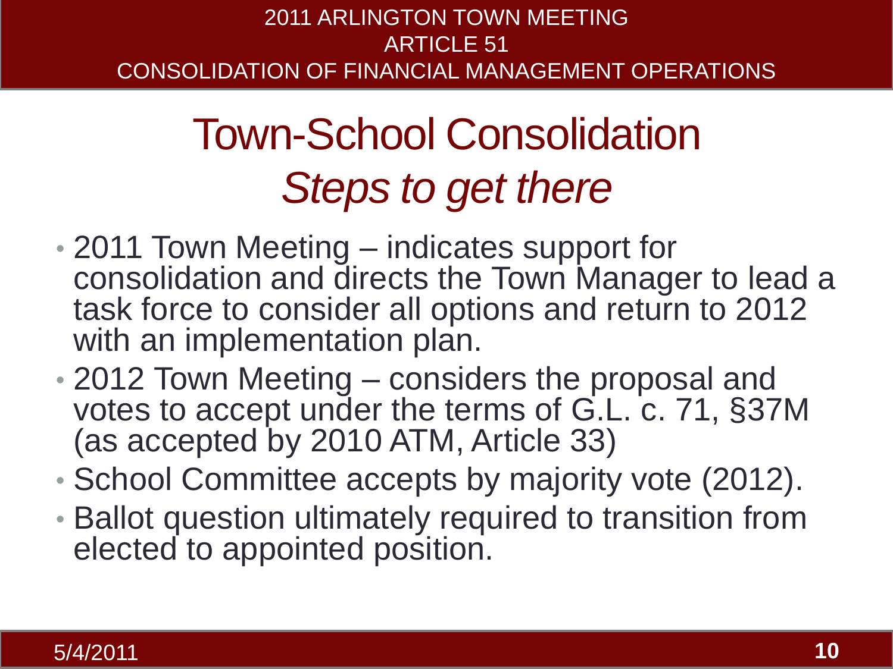# Town-School Consolidation

## *Steps to get there*

- 2011 Town Meeting – indicates support for consolidation and directs the Town Manager to lead a task force to consider all options and return to 2012 with an implementation plan.
- 2012 Town Meeting – considers the proposal and votes to accept under the terms of G.L. c. 71, §37M (as accepted by 2010 ATM, Article 33)
- School Committee accepts by majority vote (2012).
- Ballot question ultimately required to transition from elected to appointed position.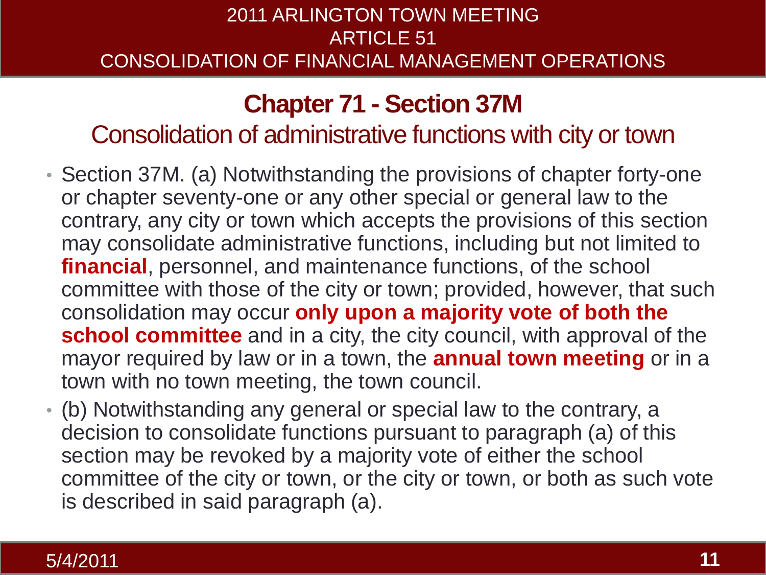## Chapter 71 - Section 37M

### Consolidation of administrative functions with city or town

- Section 37M. (a) Notwithstanding the provisions of chapter forty-one or chapter seventy-one or any other special or general law to the contrary, any city or town which accepts the provisions of this section may consolidate administrative functions, including but not limited to **financial**, personnel, and maintenance functions, of the school committee with those of the city or town; provided, however, that such consolidation may occur **only upon a majority vote of both the school committee** and in a city, the city council, with approval of the mayor required by law or in a town, the **annual town meeting** or in a town with no town meeting, the town council.
- (b) Notwithstanding any general or special law to the contrary, a decision to consolidate functions pursuant to paragraph (a) of this section may be revoked by a majority vote of either the school committee of the city or town, or the city or town, or both as such vote is described in said paragraph (a).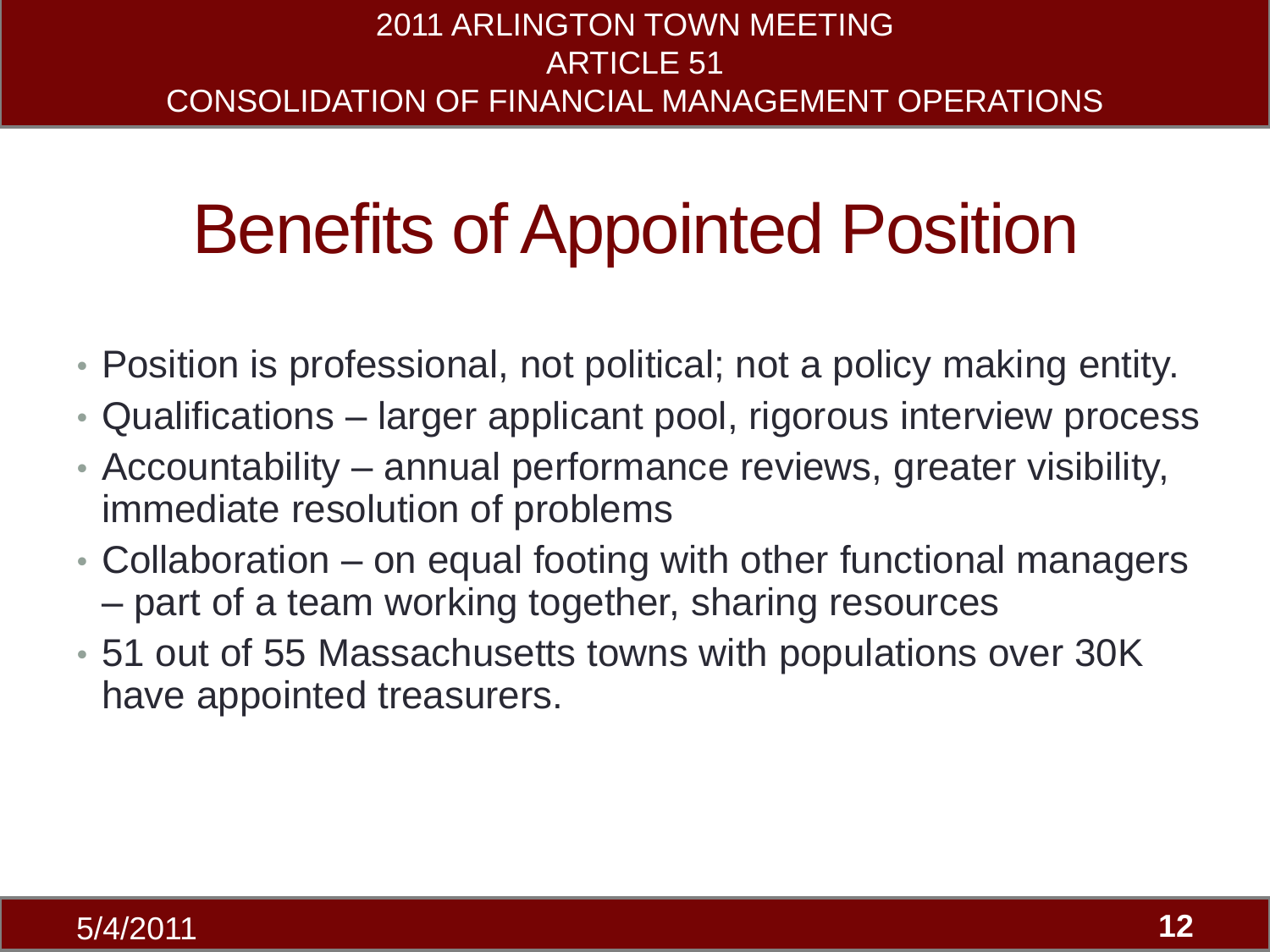# Benefits of Appointed Position

- Position is professional, not political; not a policy making entity.
- Qualifications – larger applicant pool, rigorous interview process
- Accountability – annual performance reviews, greater visibility, immediate resolution of problems
- Collaboration – on equal footing with other functional managers – part of a team working together, sharing resources
- 51 out of 55 Massachusetts towns with populations over 30K have appointed treasurers.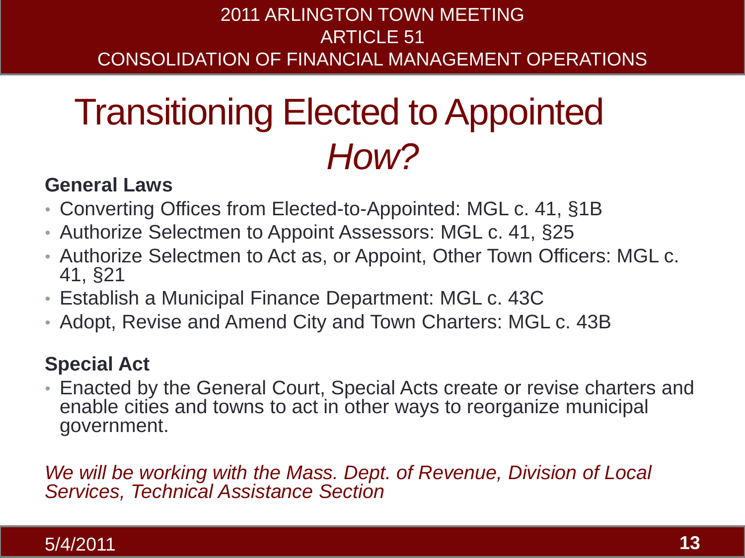# Transitioning Elected to Appointed *How?*

**General Laws**

- Converting Offices from Elected-to-Appointed: MGL c. 41, §1B
- Authorize Selectmen to Appoint Assessors: MGL c. 41, §25
- Authorize Selectmen to Act as, or Appoint, Other Town Officers: MGL c. 41, §21
- Establish a Municipal Finance Department: MGL c. 43C
- Adopt, Revise and Amend City and Town Charters: MGL c. 43B

**Special Act**

- Enacted by the General Court, Special Acts create or revise charters and enable cities and towns to act in other ways to reorganize municipal government.

*We will be working with the Mass. Dept. of Revenue, Division of Local Services, Technical Assistance Section*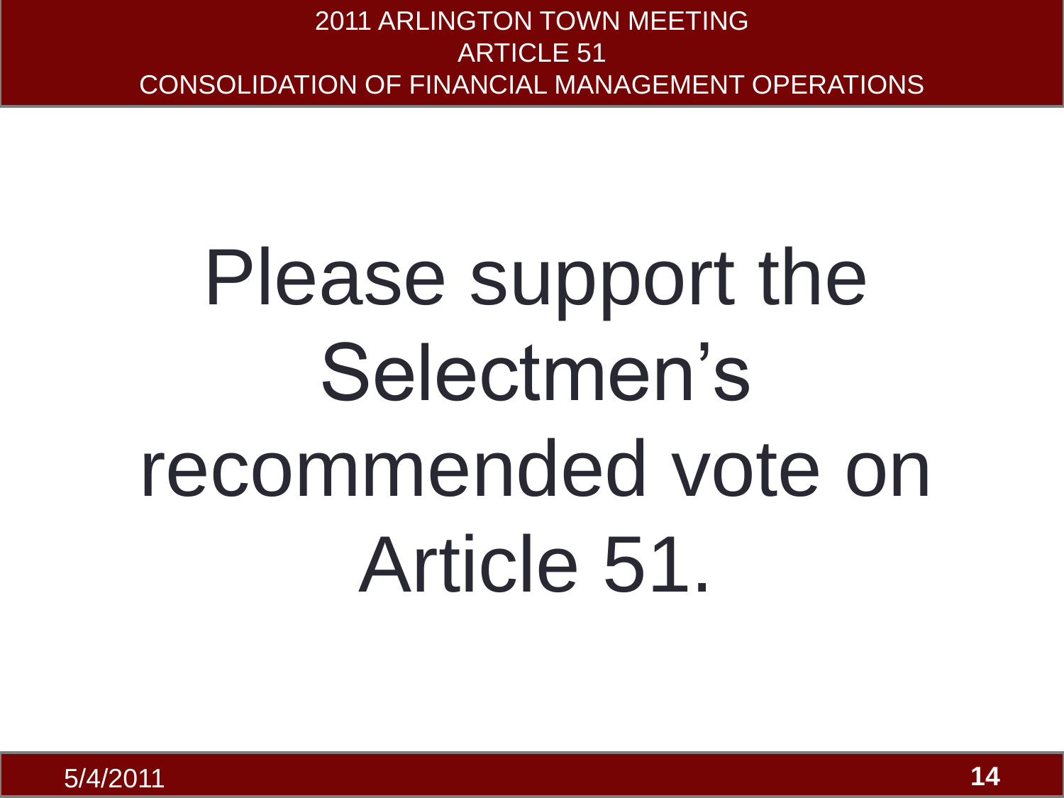Please support the Selectmen's recommended vote on Article 51.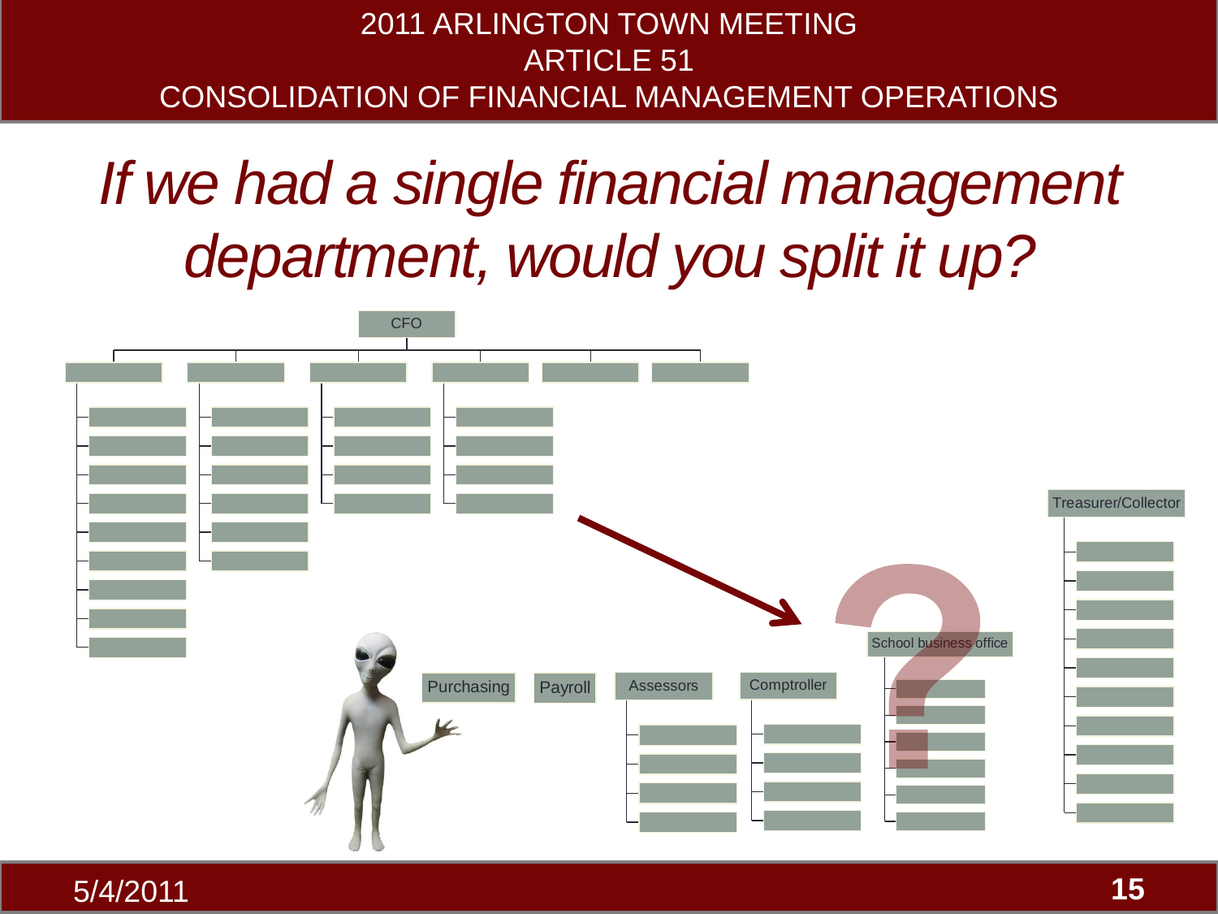2011 ARLINGTON TOWN MEETING
ARTICLE 51
CONSOLIDATION OF FINANCIAL MANAGEMENT OPERATIONS

# *If we had a single financial management department, would you split it up?*

CFO

Treasurer/Collector

School business office

Purchasing

Payroll

Assessors

Comptroller

5/4/2011